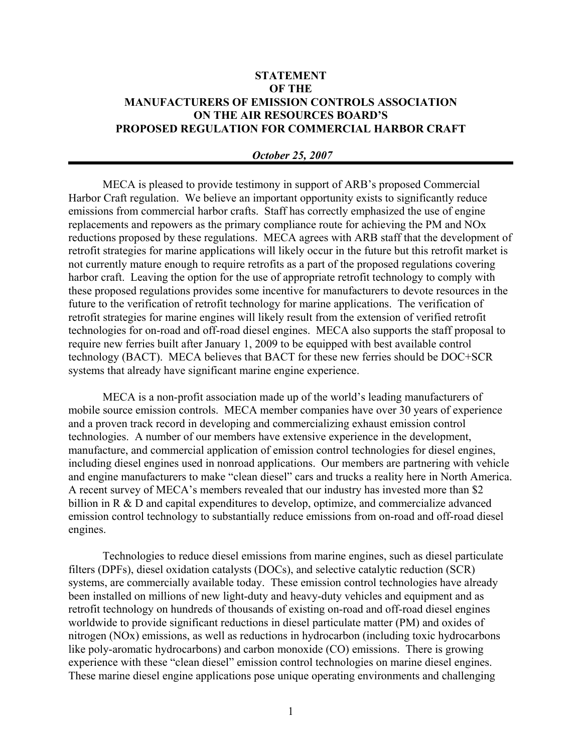# STATEMENT OF THE MANUFACTURERS OF EMISSION CONTROLS ASSOCIATION ON THE AIR RESOURCES BOARD'S PROPOSED REGULATION FOR COMMERCIAL HARBOR CRAFT

***October 25, 2007***

MECA is pleased to provide testimony in support of ARB's proposed Commercial Harbor Craft regulation. We believe an important opportunity exists to significantly reduce emissions from commercial harbor crafts. Staff has correctly emphasized the use of engine replacements and repowers as the primary compliance route for achieving the PM and NOx reductions proposed by these regulations. MECA agrees with ARB staff that the development of retrofit strategies for marine applications will likely occur in the future but this retrofit market is not currently mature enough to require retrofits as a part of the proposed regulations covering harbor craft. Leaving the option for the use of appropriate retrofit technology to comply with these proposed regulations provides some incentive for manufacturers to devote resources in the future to the verification of retrofit technology for marine applications. The verification of retrofit strategies for marine engines will likely result from the extension of verified retrofit technologies for on-road and off-road diesel engines. MECA also supports the staff proposal to require new ferries built after January 1, 2009 to be equipped with best available control technology (BACT). MECA believes that BACT for these new ferries should be DOC+SCR systems that already have significant marine engine experience.

MECA is a non-profit association made up of the world's leading manufacturers of mobile source emission controls. MECA member companies have over 30 years of experience and a proven track record in developing and commercializing exhaust emission control technologies. A number of our members have extensive experience in the development, manufacture, and commercial application of emission control technologies for diesel engines, including diesel engines used in nonroad applications. Our members are partnering with vehicle and engine manufacturers to make "clean diesel" cars and trucks a reality here in North America. A recent survey of MECA's members revealed that our industry has invested more than $2 billion in R & D and capital expenditures to develop, optimize, and commercialize advanced emission control technology to substantially reduce emissions from on-road and off-road diesel engines.

Technologies to reduce diesel emissions from marine engines, such as diesel particulate filters (DPFs), diesel oxidation catalysts (DOCs), and selective catalytic reduction (SCR) systems, are commercially available today. These emission control technologies have already been installed on millions of new light-duty and heavy-duty vehicles and equipment and as retrofit technology on hundreds of thousands of existing on-road and off-road diesel engines worldwide to provide significant reductions in diesel particulate matter (PM) and oxides of nitrogen (NOx) emissions, as well as reductions in hydrocarbon (including toxic hydrocarbons like poly-aromatic hydrocarbons) and carbon monoxide (CO) emissions. There is growing experience with these "clean diesel" emission control technologies on marine diesel engines. These marine diesel engine applications pose unique operating environments and challenging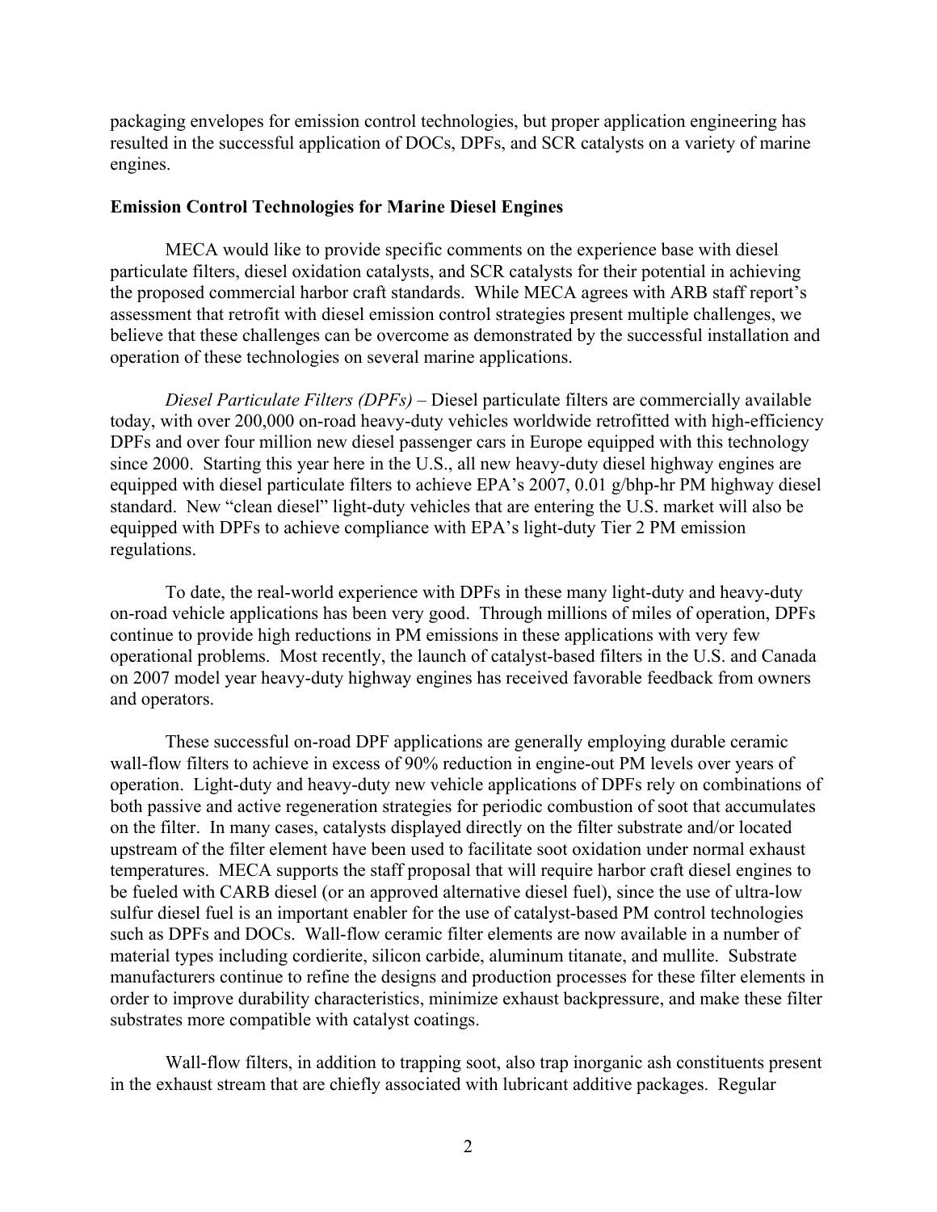packaging envelopes for emission control technologies, but proper application engineering has resulted in the successful application of DOCs, DPFs, and SCR catalysts on a variety of marine engines.

**Emission Control Technologies for Marine Diesel Engines**

MECA would like to provide specific comments on the experience base with diesel particulate filters, diesel oxidation catalysts, and SCR catalysts for their potential in achieving the proposed commercial harbor craft standards. While MECA agrees with ARB staff report's assessment that retrofit with diesel emission control strategies present multiple challenges, we believe that these challenges can be overcome as demonstrated by the successful installation and operation of these technologies on several marine applications.

*Diesel Particulate Filters (DPFs)* – Diesel particulate filters are commercially available today, with over 200,000 on-road heavy-duty vehicles worldwide retrofitted with high-efficiency DPFs and over four million new diesel passenger cars in Europe equipped with this technology since 2000. Starting this year here in the U.S., all new heavy-duty diesel highway engines are equipped with diesel particulate filters to achieve EPA's 2007, 0.01 g/bhp-hr PM highway diesel standard. New "clean diesel" light-duty vehicles that are entering the U.S. market will also be equipped with DPFs to achieve compliance with EPA's light-duty Tier 2 PM emission regulations.

To date, the real-world experience with DPFs in these many light-duty and heavy-duty on-road vehicle applications has been very good. Through millions of miles of operation, DPFs continue to provide high reductions in PM emissions in these applications with very few operational problems. Most recently, the launch of catalyst-based filters in the U.S. and Canada on 2007 model year heavy-duty highway engines has received favorable feedback from owners and operators.

These successful on-road DPF applications are generally employing durable ceramic wall-flow filters to achieve in excess of 90% reduction in engine-out PM levels over years of operation. Light-duty and heavy-duty new vehicle applications of DPFs rely on combinations of both passive and active regeneration strategies for periodic combustion of soot that accumulates on the filter. In many cases, catalysts displayed directly on the filter substrate and/or located upstream of the filter element have been used to facilitate soot oxidation under normal exhaust temperatures. MECA supports the staff proposal that will require harbor craft diesel engines to be fueled with CARB diesel (or an approved alternative diesel fuel), since the use of ultra-low sulfur diesel fuel is an important enabler for the use of catalyst-based PM control technologies such as DPFs and DOCs. Wall-flow ceramic filter elements are now available in a number of material types including cordierite, silicon carbide, aluminum titanate, and mullite. Substrate manufacturers continue to refine the designs and production processes for these filter elements in order to improve durability characteristics, minimize exhaust backpressure, and make these filter substrates more compatible with catalyst coatings.

Wall-flow filters, in addition to trapping soot, also trap inorganic ash constituents present in the exhaust stream that are chiefly associated with lubricant additive packages. Regular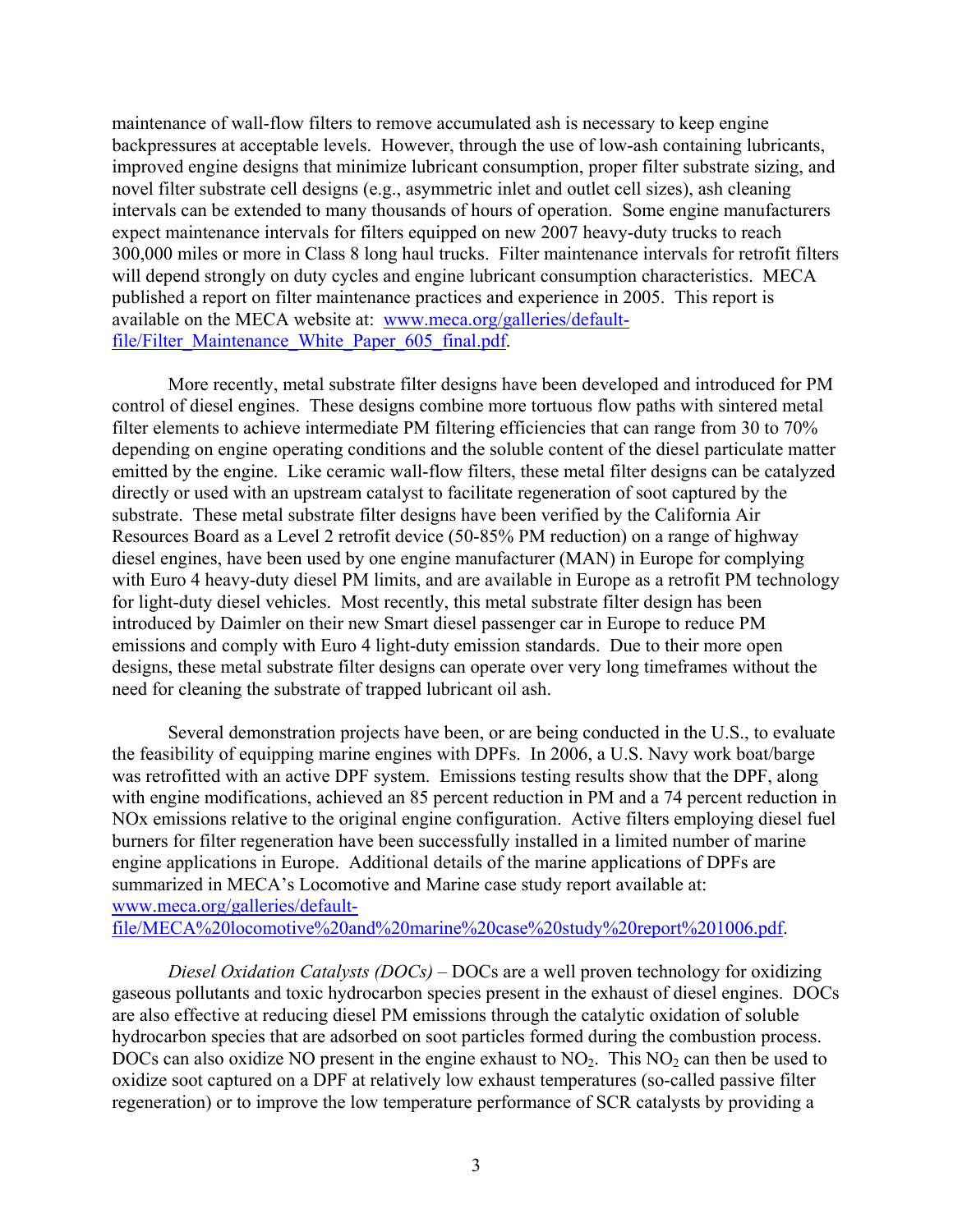maintenance of wall-flow filters to remove accumulated ash is necessary to keep engine backpressures at acceptable levels. However, through the use of low-ash containing lubricants, improved engine designs that minimize lubricant consumption, proper filter substrate sizing, and novel filter substrate cell designs (e.g., asymmetric inlet and outlet cell sizes), ash cleaning intervals can be extended to many thousands of hours of operation. Some engine manufacturers expect maintenance intervals for filters equipped on new 2007 heavy-duty trucks to reach 300,000 miles or more in Class 8 long haul trucks. Filter maintenance intervals for retrofit filters will depend strongly on duty cycles and engine lubricant consumption characteristics. MECA published a report on filter maintenance practices and experience in 2005. This report is available on the MECA website at: [www.meca.org/galleries/default-file/Filter_Maintenance_White_Paper_605_final.pdf](www.meca.org/galleries/default-file/Filter_Maintenance_White_Paper_605_final.pdf).

More recently, metal substrate filter designs have been developed and introduced for PM control of diesel engines. These designs combine more tortuous flow paths with sintered metal filter elements to achieve intermediate PM filtering efficiencies that can range from 30 to 70% depending on engine operating conditions and the soluble content of the diesel particulate matter emitted by the engine. Like ceramic wall-flow filters, these metal filter designs can be catalyzed directly or used with an upstream catalyst to facilitate regeneration of soot captured by the substrate. These metal substrate filter designs have been verified by the California Air Resources Board as a Level 2 retrofit device (50-85% PM reduction) on a range of highway diesel engines, have been used by one engine manufacturer (MAN) in Europe for complying with Euro 4 heavy-duty diesel PM limits, and are available in Europe as a retrofit PM technology for light-duty diesel vehicles. Most recently, this metal substrate filter design has been introduced by Daimler on their new Smart diesel passenger car in Europe to reduce PM emissions and comply with Euro 4 light-duty emission standards. Due to their more open designs, these metal substrate filter designs can operate over very long timeframes without the need for cleaning the substrate of trapped lubricant oil ash.

Several demonstration projects have been, or are being conducted in the U.S., to evaluate the feasibility of equipping marine engines with DPFs. In 2006, a U.S. Navy work boat/barge was retrofitted with an active DPF system. Emissions testing results show that the DPF, along with engine modifications, achieved an 85 percent reduction in PM and a 74 percent reduction in NOx emissions relative to the original engine configuration. Active filters employing diesel fuel burners for filter regeneration have been successfully installed in a limited number of marine engine applications in Europe. Additional details of the marine applications of DPFs are summarized in MECA's Locomotive and Marine case study report available at: [www.meca.org/galleries/default-file/MECA%20locomotive%20and%20marine%20case%20study%20report%201006.pdf](www.meca.org/galleries/default-file/MECA%20locomotive%20and%20marine%20case%20study%20report%201006.pdf).

*Diesel Oxidation Catalysts (DOCs)* – DOCs are a well proven technology for oxidizing gaseous pollutants and toxic hydrocarbon species present in the exhaust of diesel engines. DOCs are also effective at reducing diesel PM emissions through the catalytic oxidation of soluble hydrocarbon species that are adsorbed on soot particles formed during the combustion process. DOCs can also oxidize NO present in the engine exhaust to $NO_2$. This $NO_2$ can then be used to oxidize soot captured on a DPF at relatively low exhaust temperatures (so-called passive filter regeneration) or to improve the low temperature performance of SCR catalysts by providing a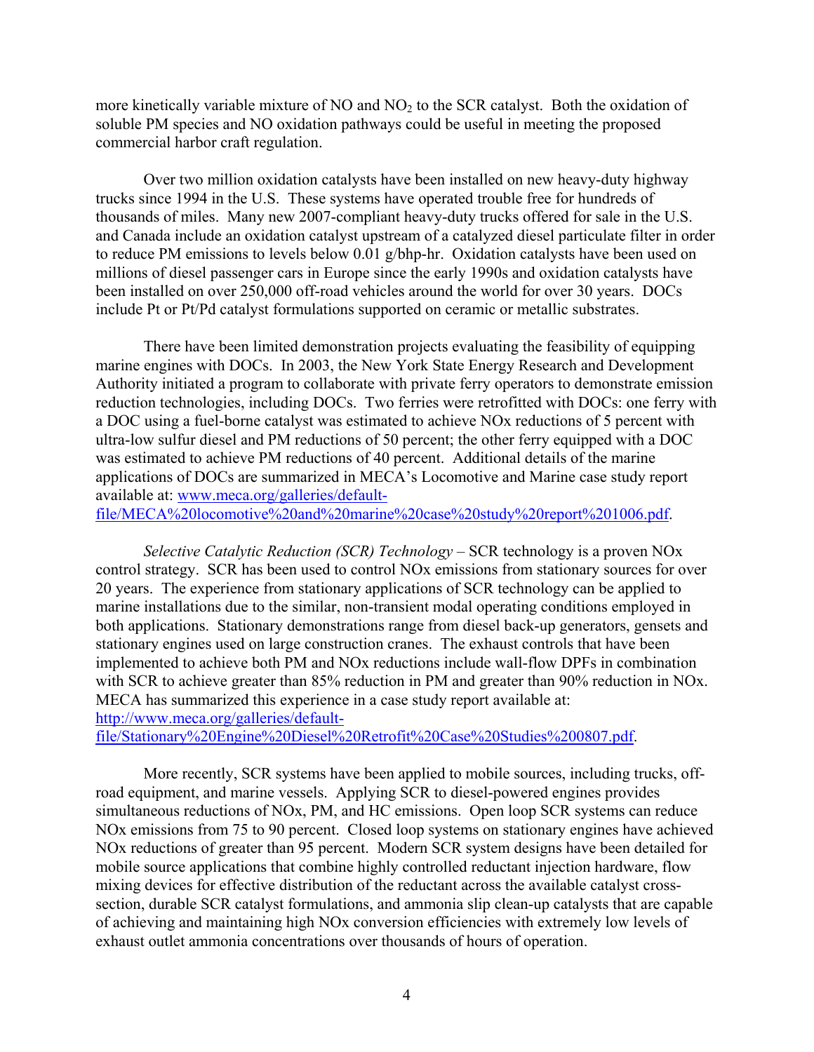more kinetically variable mixture of NO and $NO_2$ to the SCR catalyst. Both the oxidation of soluble PM species and NO oxidation pathways could be useful in meeting the proposed commercial harbor craft regulation.

Over two million oxidation catalysts have been installed on new heavy-duty highway trucks since 1994 in the U.S. These systems have operated trouble free for hundreds of thousands of miles. Many new 2007-compliant heavy-duty trucks offered for sale in the U.S. and Canada include an oxidation catalyst upstream of a catalyzed diesel particulate filter in order to reduce PM emissions to levels below 0.01 g/bhp-hr. Oxidation catalysts have been used on millions of diesel passenger cars in Europe since the early 1990s and oxidation catalysts have been installed on over 250,000 off-road vehicles around the world for over 30 years. DOCs include Pt or Pt/Pd catalyst formulations supported on ceramic or metallic substrates.

There have been limited demonstration projects evaluating the feasibility of equipping marine engines with DOCs. In 2003, the New York State Energy Research and Development Authority initiated a program to collaborate with private ferry operators to demonstrate emission reduction technologies, including DOCs. Two ferries were retrofitted with DOCs: one ferry with a DOC using a fuel-borne catalyst was estimated to achieve NOx reductions of 5 percent with ultra-low sulfur diesel and PM reductions of 50 percent; the other ferry equipped with a DOC was estimated to achieve PM reductions of 40 percent. Additional details of the marine applications of DOCs are summarized in MECA's Locomotive and Marine case study report available at: [www.meca.org/galleries/default-file/MECA%20locomotive%20and%20marine%20case%20study%20report%201006.pdf](www.meca.org/galleries/default-file/MECA%20locomotive%20and%20marine%20case%20study%20report%201006.pdf).

*Selective Catalytic Reduction (SCR) Technology* – SCR technology is a proven NOx control strategy. SCR has been used to control NOx emissions from stationary sources for over 20 years. The experience from stationary applications of SCR technology can be applied to marine installations due to the similar, non-transient modal operating conditions employed in both applications. Stationary demonstrations range from diesel back-up generators, gensets and stationary engines used on large construction cranes. The exhaust controls that have been implemented to achieve both PM and NOx reductions include wall-flow DPFs in combination with SCR to achieve greater than 85% reduction in PM and greater than 90% reduction in NOx. MECA has summarized this experience in a case study report available at: [http://www.meca.org/galleries/default-file/Stationary%20Engine%20Diesel%20Retrofit%20Case%20Studies%200807.pdf](http://www.meca.org/galleries/default-file/Stationary%20Engine%20Diesel%20Retrofit%20Case%20Studies%200807.pdf).

More recently, SCR systems have been applied to mobile sources, including trucks, off-road equipment, and marine vessels. Applying SCR to diesel-powered engines provides simultaneous reductions of NOx, PM, and HC emissions. Open loop SCR systems can reduce NOx emissions from 75 to 90 percent. Closed loop systems on stationary engines have achieved NOx reductions of greater than 95 percent. Modern SCR system designs have been detailed for mobile source applications that combine highly controlled reductant injection hardware, flow mixing devices for effective distribution of the reductant across the available catalyst cross-section, durable SCR catalyst formulations, and ammonia slip clean-up catalysts that are capable of achieving and maintaining high NOx conversion efficiencies with extremely low levels of exhaust outlet ammonia concentrations over thousands of hours of operation.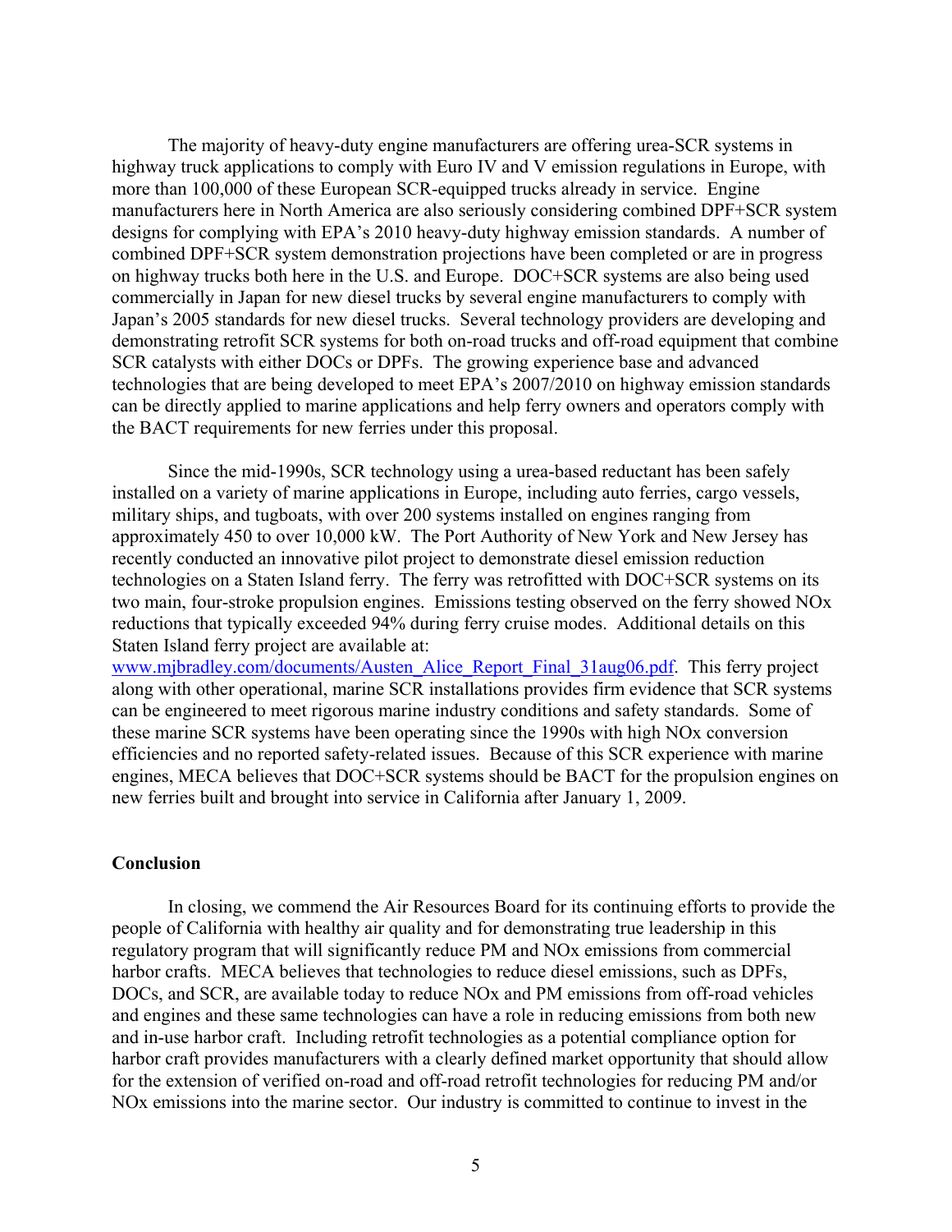The majority of heavy-duty engine manufacturers are offering urea-SCR systems in highway truck applications to comply with Euro IV and V emission regulations in Europe, with more than 100,000 of these European SCR-equipped trucks already in service. Engine manufacturers here in North America are also seriously considering combined DPF+SCR system designs for complying with EPA's 2010 heavy-duty highway emission standards. A number of combined DPF+SCR system demonstration projections have been completed or are in progress on highway trucks both here in the U.S. and Europe. DOC+SCR systems are also being used commercially in Japan for new diesel trucks by several engine manufacturers to comply with Japan's 2005 standards for new diesel trucks. Several technology providers are developing and demonstrating retrofit SCR systems for both on-road trucks and off-road equipment that combine SCR catalysts with either DOCs or DPFs. The growing experience base and advanced technologies that are being developed to meet EPA's 2007/2010 on highway emission standards can be directly applied to marine applications and help ferry owners and operators comply with the BACT requirements for new ferries under this proposal.

Since the mid-1990s, SCR technology using a urea-based reductant has been safely installed on a variety of marine applications in Europe, including auto ferries, cargo vessels, military ships, and tugboats, with over 200 systems installed on engines ranging from approximately 450 to over 10,000 kW. The Port Authority of New York and New Jersey has recently conducted an innovative pilot project to demonstrate diesel emission reduction technologies on a Staten Island ferry. The ferry was retrofitted with DOC+SCR systems on its two main, four-stroke propulsion engines. Emissions testing observed on the ferry showed NOx reductions that typically exceeded 94% during ferry cruise modes. Additional details on this Staten Island ferry project are available at: www.mjbradley.com/documents/Austen_Alice_Report_Final_31aug06.pdf. This ferry project along with other operational, marine SCR installations provides firm evidence that SCR systems can be engineered to meet rigorous marine industry conditions and safety standards. Some of these marine SCR systems have been operating since the 1990s with high NOx conversion efficiencies and no reported safety-related issues. Because of this SCR experience with marine engines, MECA believes that DOC+SCR systems should be BACT for the propulsion engines on new ferries built and brought into service in California after January 1, 2009.

**Conclusion**

In closing, we commend the Air Resources Board for its continuing efforts to provide the people of California with healthy air quality and for demonstrating true leadership in this regulatory program that will significantly reduce PM and NOx emissions from commercial harbor crafts. MECA believes that technologies to reduce diesel emissions, such as DPFs, DOCs, and SCR, are available today to reduce NOx and PM emissions from off-road vehicles and engines and these same technologies can have a role in reducing emissions from both new and in-use harbor craft. Including retrofit technologies as a potential compliance option for harbor craft provides manufacturers with a clearly defined market opportunity that should allow for the extension of verified on-road and off-road retrofit technologies for reducing PM and/or NOx emissions into the marine sector. Our industry is committed to continue to invest in the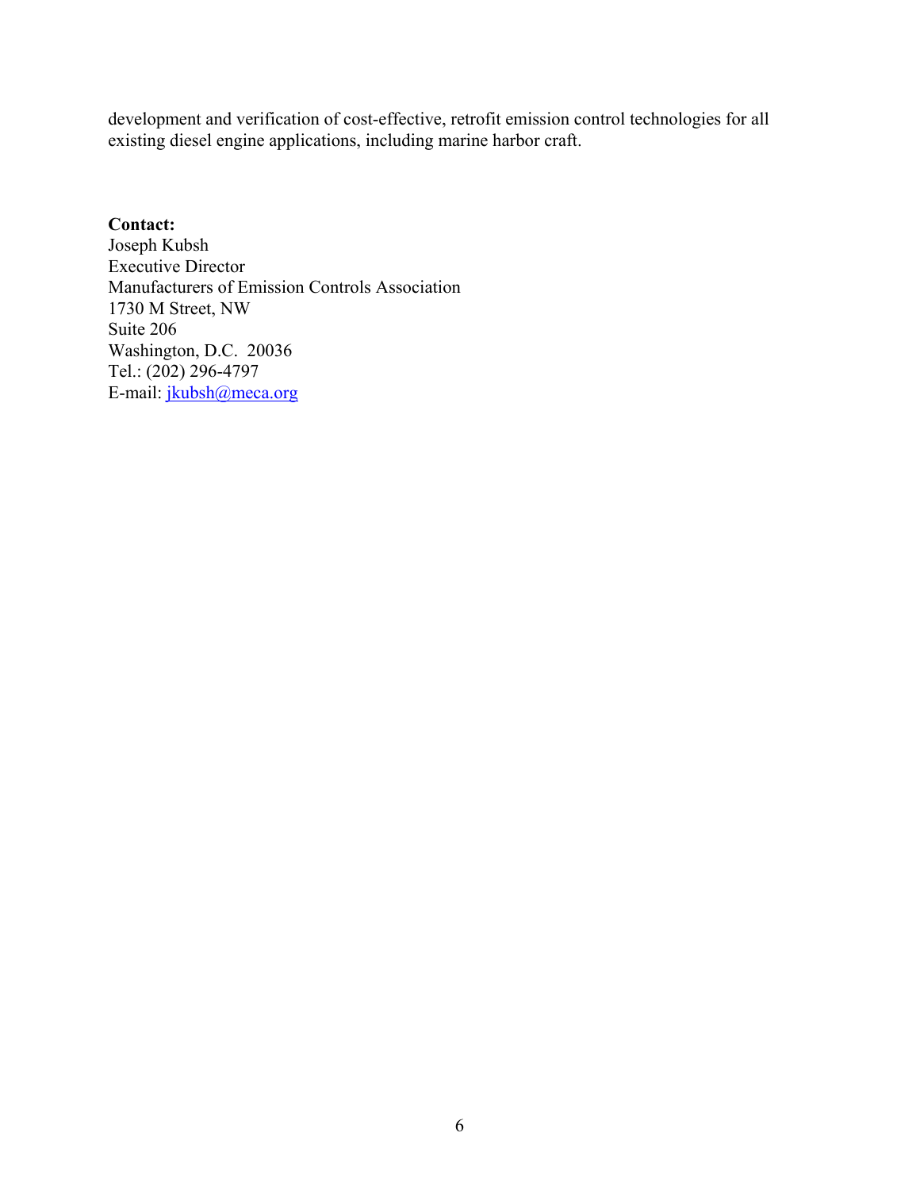development and verification of cost-effective, retrofit emission control technologies for all existing diesel engine applications, including marine harbor craft.

**Contact:**
Joseph Kubsh
Executive Director
Manufacturers of Emission Controls Association
1730 M Street, NW
Suite 206
Washington, D.C. 20036
Tel.: (202) 296-4797
E-mail: jkubsh@meca.org